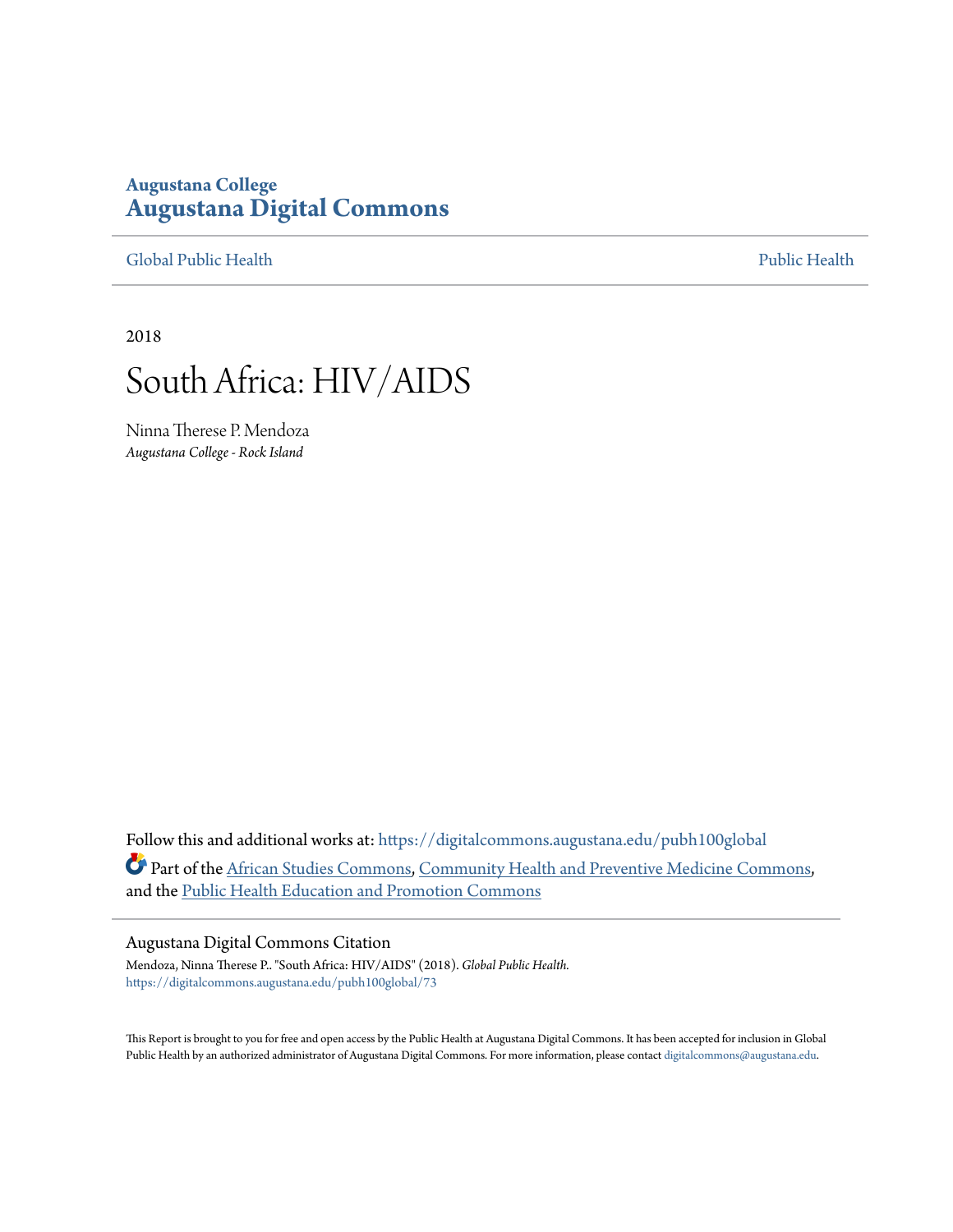**Augustana College**
# Augustana Digital Commons

Global Public Health | Public Health

2018

# South Africa: HIV/AIDS

Ninna Therese P. Mendoza
*Augustana College - Rock Island*

Follow this and additional works at: https://digitalcommons.augustana.edu/pubh100global

Part of the African Studies Commons, Community Health and Preventive Medicine Commons, and the Public Health Education and Promotion Commons

Augustana Digital Commons Citation

Mendoza, Ninna Therese P.. "South Africa: HIV/AIDS" (2018). *Global Public Health.*
https://digitalcommons.augustana.edu/pubh100global/73

This Report is brought to you for free and open access by the Public Health at Augustana Digital Commons. It has been accepted for inclusion in Global Public Health by an authorized administrator of Augustana Digital Commons. For more information, please contact digitalcommons@augustana.edu.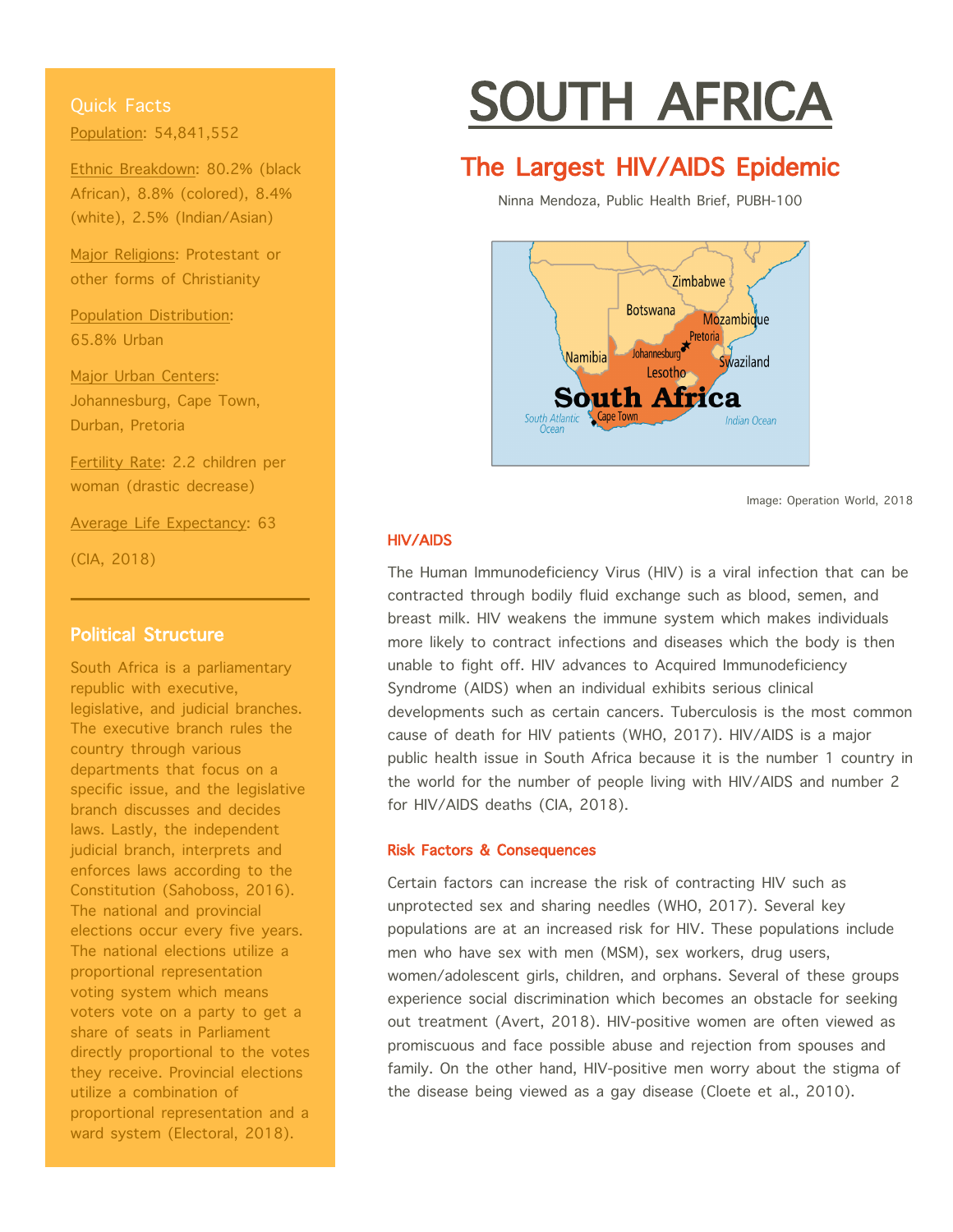# SOUTH AFRICA

## The Largest HIV/AIDS Epidemic

Ninna Mendoza, Public Health Brief, PUBH-100

Image: Operation World, 2018

### Quick Facts

Population: 54,841,552

Ethnic Breakdown: 80.2% (black African), 8.8% (colored), 8.4% (white), 2.5% (Indian/Asian)

Major Religions: Protestant or other forms of Christianity

Population Distribution: 65.8% Urban

Major Urban Centers: Johannesburg, Cape Town, Durban, Pretoria

Fertility Rate: 2.2 children per woman (drastic decrease)

Average Life Expectancy: 63

(CIA, 2018)

### Political Structure

South Africa is a parliamentary republic with executive, legislative, and judicial branches. The executive branch rules the country through various departments that focus on a specific issue, and the legislative branch discusses and decides laws. Lastly, the independent judicial branch, interprets and enforces laws according to the Constitution (Sahoboss, 2016). The national and provincial elections occur every five years. The national elections utilize a proportional representation voting system which means voters vote on a party to get a share of seats in Parliament directly proportional to the votes they receive. Provincial elections utilize a combination of proportional representation and a ward system (Electoral, 2018).

### HIV/AIDS

The Human Immunodeficiency Virus (HIV) is a viral infection that can be contracted through bodily fluid exchange such as blood, semen, and breast milk. HIV weakens the immune system which makes individuals more likely to contract infections and diseases which the body is then unable to fight off. HIV advances to Acquired Immunodeficiency Syndrome (AIDS) when an individual exhibits serious clinical developments such as certain cancers. Tuberculosis is the most common cause of death for HIV patients (WHO, 2017). HIV/AIDS is a major public health issue in South Africa because it is the number 1 country in the world for the number of people living with HIV/AIDS and number 2 for HIV/AIDS deaths (CIA, 2018).

### Risk Factors & Consequences

Certain factors can increase the risk of contracting HIV such as unprotected sex and sharing needles (WHO, 2017). Several key populations are at an increased risk for HIV. These populations include men who have sex with men (MSM), sex workers, drug users, women/adolescent girls, children, and orphans. Several of these groups experience social discrimination which becomes an obstacle for seeking out treatment (Avert, 2018). HIV-positive women are often viewed as promiscuous and face possible abuse and rejection from spouses and family. On the other hand, HIV-positive men worry about the stigma of the disease being viewed as a gay disease (Cloete et al., 2010).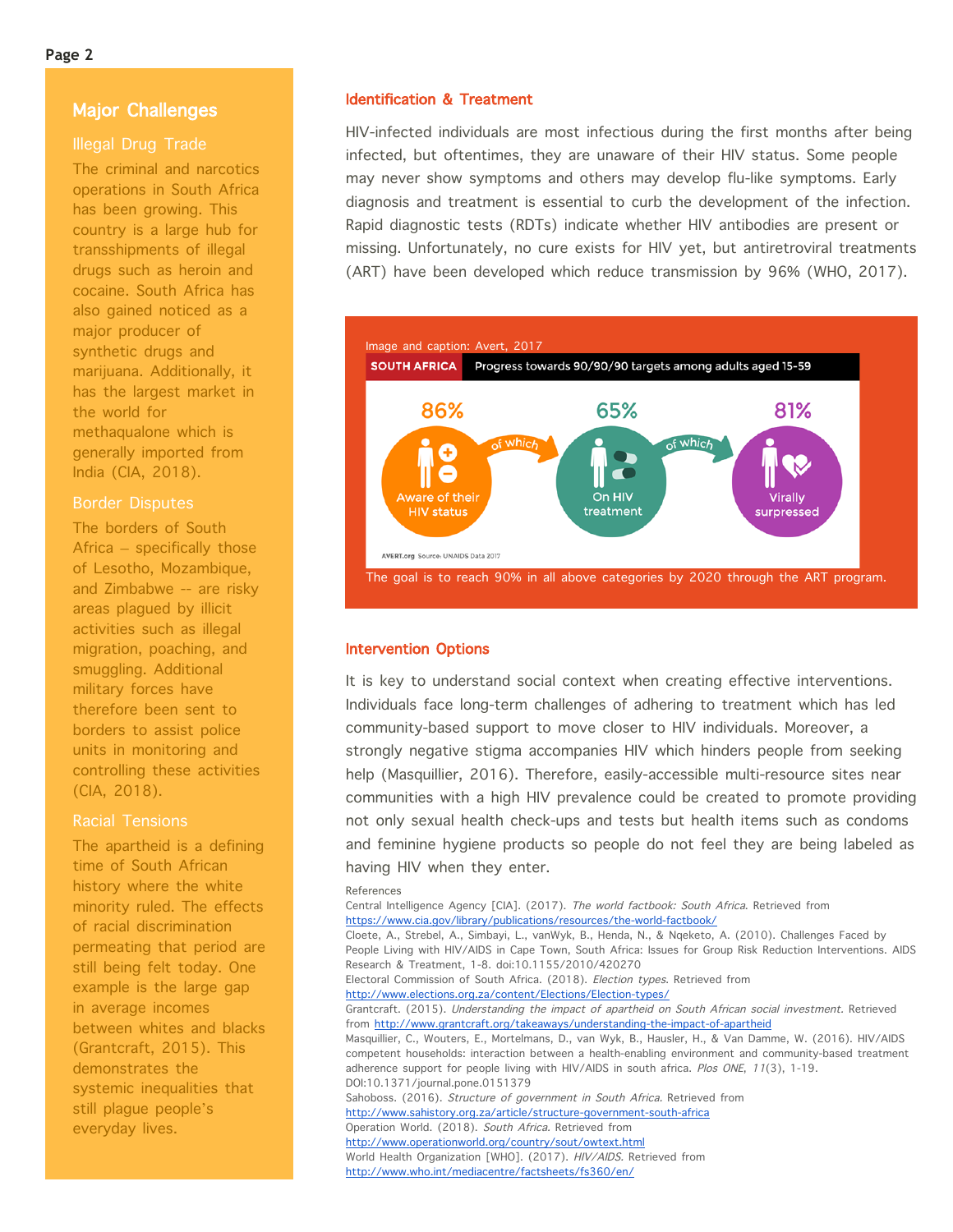## Major Challenges

### Illegal Drug Trade

The criminal and narcotics operations in South Africa has been growing. This country is a large hub for transshipments of illegal drugs such as heroin and cocaine. South Africa has also gained noticed as a major producer of synthetic drugs and marijuana. Additionally, it has the largest market in the world for methaqualone which is generally imported from India (CIA, 2018).

### Border Disputes

The borders of South Africa – specifically those of Lesotho, Mozambique, and Zimbabwe -- are risky areas plagued by illicit activities such as illegal migration, poaching, and smuggling. Additional military forces have therefore been sent to borders to assist police units in monitoring and controlling these activities (CIA, 2018).

### Racial Tensions

The apartheid is a defining time of South African history where the white minority ruled. The effects of racial discrimination permeating that period are still being felt today. One example is the large gap in average incomes between whites and blacks (Grantcraft, 2015). This demonstrates the systemic inequalities that still plague people's everyday lives.

### Identification & Treatment

HIV-infected individuals are most infectious during the first months after being infected, but oftentimes, they are unaware of their HIV status. Some people may never show symptoms and others may develop flu-like symptoms. Early diagnosis and treatment is essential to curb the development of the infection. Rapid diagnostic tests (RDTs) indicate whether HIV antibodies are present or missing. Unfortunately, no cure exists for HIV yet, but antiretroviral treatments (ART) have been developed which reduce transmission by 96% (WHO, 2017).

Image and caption: Avert, 2017

SOUTH AFRICA Progress towards 90/90/90 targets among adults aged 15-59

86% Aware of their HIV status — of which — 65% On HIV treatment — of which — 81% Virally surpressed

AVERT.org Source: UNAIDS Data 2017

The goal is to reach 90% in all above categories by 2020 through the ART program.

### Intervention Options

It is key to understand social context when creating effective interventions. Individuals face long-term challenges of adhering to treatment which has led community-based support to move closer to HIV individuals. Moreover, a strongly negative stigma accompanies HIV which hinders people from seeking help (Masquillier, 2016). Therefore, easily-accessible multi-resource sites near communities with a high HIV prevalence could be created to promote providing not only sexual health check-ups and tests but health items such as condoms and feminine hygiene products so people do not feel they are being labeled as having HIV when they enter.

References

Central Intelligence Agency [CIA]. (2017). *The world factbook: South Africa.* Retrieved from https://www.cia.gov/library/publications/resources/the-world-factbook/

Cloete, A., Strebel, A., Simbayi, L., vanWyk, B., Henda, N., & Nqeketo, A. (2010). Challenges Faced by People Living with HIV/AIDS in Cape Town, South Africa: Issues for Group Risk Reduction Interventions. AIDS Research & Treatment, 1-8. doi:10.1155/2010/420270

Electoral Commission of South Africa. (2018). *Election types.* Retrieved from http://www.elections.org.za/content/Elections/Election-types/

Grantcraft. (2015). *Understanding the impact of apartheid on South African social investment.* Retrieved from http://www.grantcraft.org/takeaways/understanding-the-impact-of-apartheid

Masquillier, C., Wouters, E., Mortelmans, D., van Wyk, B., Hausler, H., & Van Damme, W. (2016). HIV/AIDS competent households: interaction between a health-enabling environment and community-based treatment adherence support for people living with HIV/AIDS in south africa. *Plos ONE*, *11*(3), 1-19. DOI:10.1371/journal.pone.0151379

Sahoboss. (2016). *Structure of government in South Africa.* Retrieved from http://www.sahistory.org.za/article/structure-government-south-africa

Operation World. (2018). *South Africa.* Retrieved from http://www.operationworld.org/country/sout/owtext.html

World Health Organization [WHO]. (2017). *HIV/AIDS.* Retrieved from http://www.who.int/mediacentre/factsheets/fs360/en/